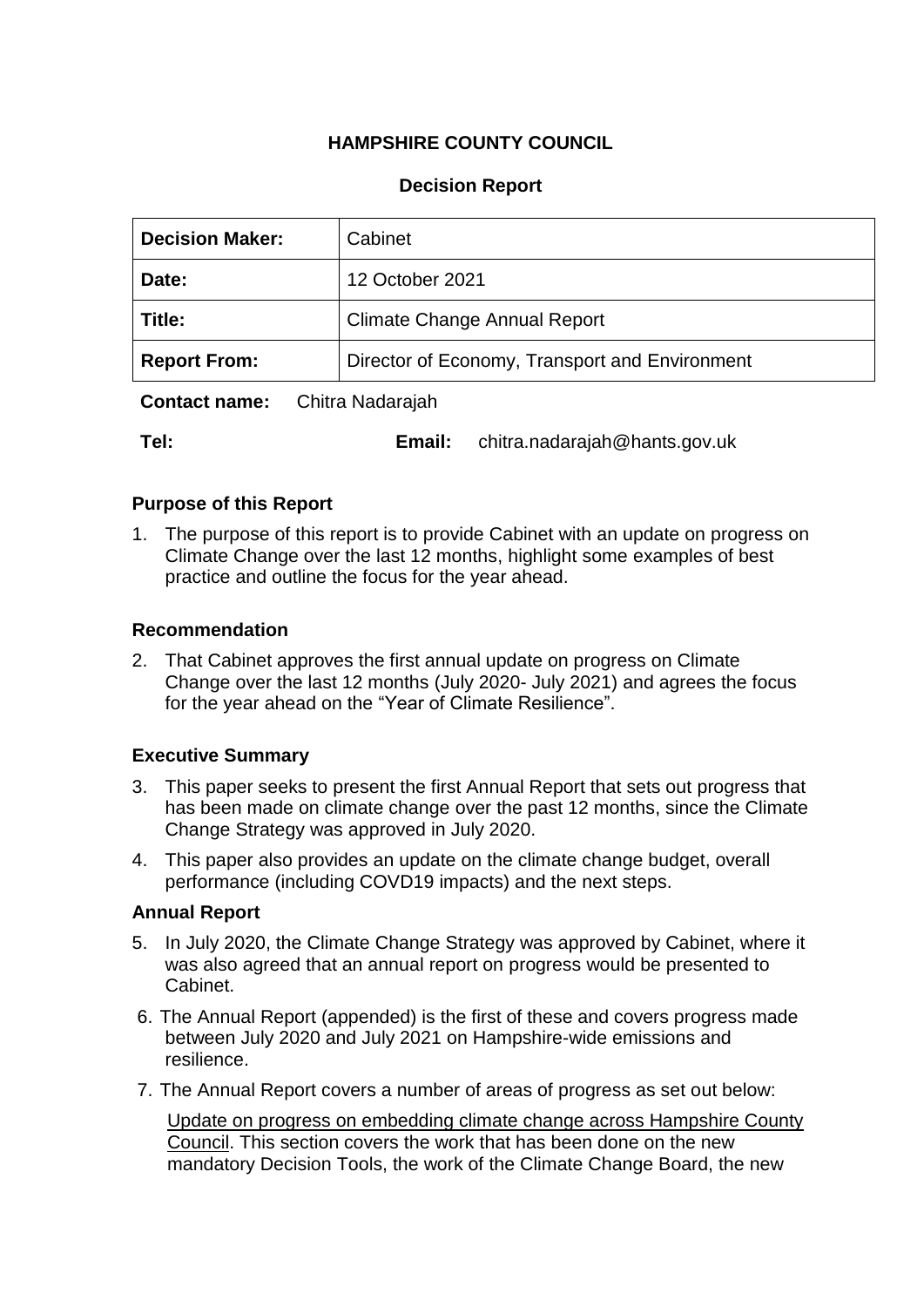**HAMPSHIRE COUNTY COUNCIL**

**Decision Report**

| **Decision Maker:** | Cabinet |
| --- | --- |
| **Date:** | 12 October 2021 |
| **Title:** | Climate Change Annual Report |
| **Report From:** | Director of Economy, Transport and Environment |

**Contact name:** Chitra Nadarajah

**Tel:** **Email:** chitra.nadarajah@hants.gov.uk

## Purpose of this Report

1. The purpose of this report is to provide Cabinet with an update on progress on Climate Change over the last 12 months, highlight some examples of best practice and outline the focus for the year ahead.

## Recommendation

2. That Cabinet approves the first annual update on progress on Climate Change over the last 12 months (July 2020- July 2021) and agrees the focus for the year ahead on the "Year of Climate Resilience".

## Executive Summary

3. This paper seeks to present the first Annual Report that sets out progress that has been made on climate change over the past 12 months, since the Climate Change Strategy was approved in July 2020.
4. This paper also provides an update on the climate change budget, overall performance (including COVD19 impacts) and the next steps.

## Annual Report

5. In July 2020, the Climate Change Strategy was approved by Cabinet, where it was also agreed that an annual report on progress would be presented to Cabinet.
6. The Annual Report (appended) is the first of these and covers progress made between July 2020 and July 2021 on Hampshire-wide emissions and resilience.
7. The Annual Report covers a number of areas of progress as set out below:

   Update on progress on embedding climate change across Hampshire County Council. This section covers the work that has been done on the new mandatory Decision Tools, the work of the Climate Change Board, the new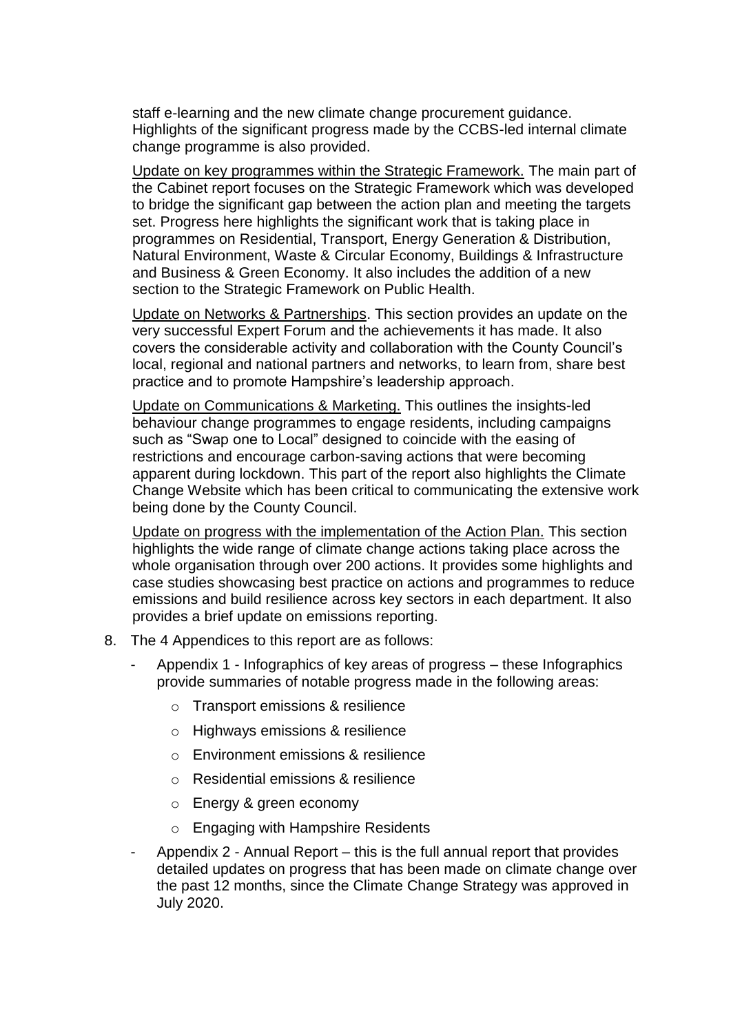staff e-learning and the new climate change procurement guidance. Highlights of the significant progress made by the CCBS-led internal climate change programme is also provided.

Update on key programmes within the Strategic Framework. The main part of the Cabinet report focuses on the Strategic Framework which was developed to bridge the significant gap between the action plan and meeting the targets set. Progress here highlights the significant work that is taking place in programmes on Residential, Transport, Energy Generation & Distribution, Natural Environment, Waste & Circular Economy, Buildings & Infrastructure and Business & Green Economy. It also includes the addition of a new section to the Strategic Framework on Public Health.

Update on Networks & Partnerships. This section provides an update on the very successful Expert Forum and the achievements it has made. It also covers the considerable activity and collaboration with the County Council's local, regional and national partners and networks, to learn from, share best practice and to promote Hampshire's leadership approach.

Update on Communications & Marketing. This outlines the insights-led behaviour change programmes to engage residents, including campaigns such as "Swap one to Local" designed to coincide with the easing of restrictions and encourage carbon-saving actions that were becoming apparent during lockdown. This part of the report also highlights the Climate Change Website which has been critical to communicating the extensive work being done by the County Council.

Update on progress with the implementation of the Action Plan. This section highlights the wide range of climate change actions taking place across the whole organisation through over 200 actions. It provides some highlights and case studies showcasing best practice on actions and programmes to reduce emissions and build resilience across key sectors in each department. It also provides a brief update on emissions reporting.

8. The 4 Appendices to this report are as follows:

   - Appendix 1 - Infographics of key areas of progress – these Infographics provide summaries of notable progress made in the following areas:
     - Transport emissions & resilience
     - Highways emissions & resilience
     - Environment emissions & resilience
     - Residential emissions & resilience
     - Energy & green economy
     - Engaging with Hampshire Residents
   - Appendix 2 - Annual Report – this is the full annual report that provides detailed updates on progress that has been made on climate change over the past 12 months, since the Climate Change Strategy was approved in July 2020.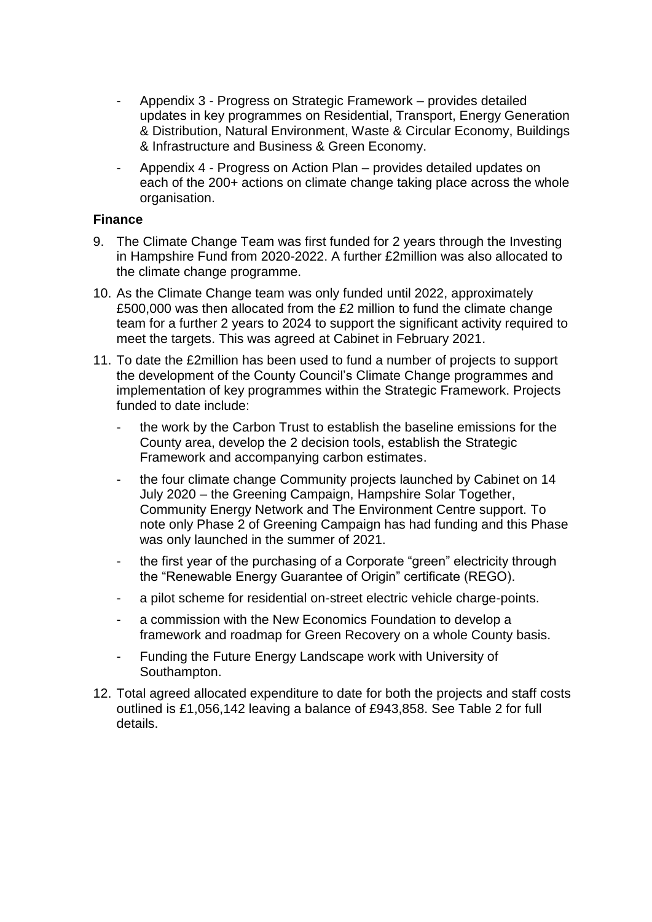- Appendix 3 - Progress on Strategic Framework – provides detailed updates in key programmes on Residential, Transport, Energy Generation & Distribution, Natural Environment, Waste & Circular Economy, Buildings & Infrastructure and Business & Green Economy.
- Appendix 4 - Progress on Action Plan – provides detailed updates on each of the 200+ actions on climate change taking place across the whole organisation.

**Finance**

9. The Climate Change Team was first funded for 2 years through the Investing in Hampshire Fund from 2020-2022. A further £2million was also allocated to the climate change programme.
10. As the Climate Change team was only funded until 2022, approximately £500,000 was then allocated from the £2 million to fund the climate change team for a further 2 years to 2024 to support the significant activity required to meet the targets. This was agreed at Cabinet in February 2021.
11. To date the £2million has been used to fund a number of projects to support the development of the County Council's Climate Change programmes and implementation of key programmes within the Strategic Framework. Projects funded to date include:
    - the work by the Carbon Trust to establish the baseline emissions for the County area, develop the 2 decision tools, establish the Strategic Framework and accompanying carbon estimates.
    - the four climate change Community projects launched by Cabinet on 14 July 2020 – the Greening Campaign, Hampshire Solar Together, Community Energy Network and The Environment Centre support. To note only Phase 2 of Greening Campaign has had funding and this Phase was only launched in the summer of 2021.
    - the first year of the purchasing of a Corporate "green" electricity through the "Renewable Energy Guarantee of Origin" certificate (REGO).
    - a pilot scheme for residential on-street electric vehicle charge-points.
    - a commission with the New Economics Foundation to develop a framework and roadmap for Green Recovery on a whole County basis.
    - Funding the Future Energy Landscape work with University of Southampton.
12. Total agreed allocated expenditure to date for both the projects and staff costs outlined is £1,056,142 leaving a balance of £943,858. See Table 2 for full details.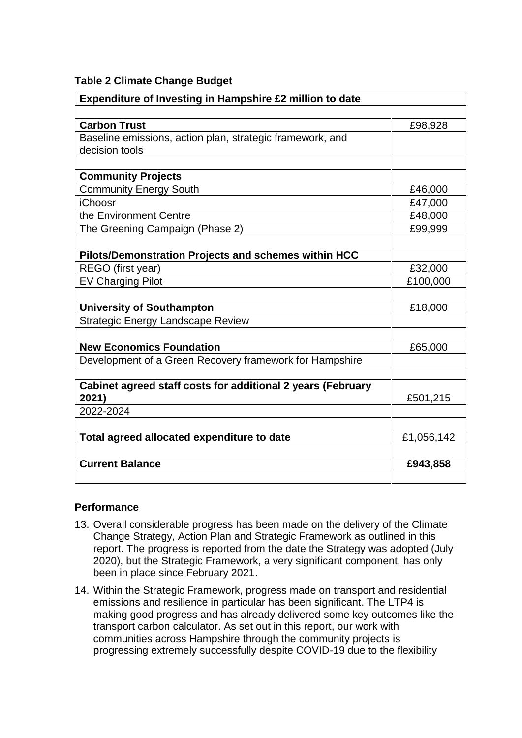**Table 2 Climate Change Budget**

| Expenditure of Investing in Hampshire £2 million to date | |
|---|---|
| | |
| **Carbon Trust** | £98,928 |
| Baseline emissions, action plan, strategic framework, and decision tools | |
| | |
| **Community Projects** | |
| Community Energy South | £46,000 |
| iChoosr | £47,000 |
| the Environment Centre | £48,000 |
| The Greening Campaign (Phase 2) | £99,999 |
| | |
| **Pilots/Demonstration Projects and schemes within HCC** | |
| REGO (first year) | £32,000 |
| EV Charging Pilot | £100,000 |
| | |
| **University of Southampton** | £18,000 |
| Strategic Energy Landscape Review | |
| | |
| **New Economics Foundation** | £65,000 |
| Development of a Green Recovery framework for Hampshire | |
| | |
| **Cabinet agreed staff costs for additional 2 years (February 2021)** | £501,215 |
| 2022-2024 | |
| | |
| **Total agreed allocated expenditure to date** | £1,056,142 |
| | |
| **Current Balance** | **£943,858** |
| | |

**Performance**

13. Overall considerable progress has been made on the delivery of the Climate Change Strategy, Action Plan and Strategic Framework as outlined in this report. The progress is reported from the date the Strategy was adopted (July 2020), but the Strategic Framework, a very significant component, has only been in place since February 2021.

14. Within the Strategic Framework, progress made on transport and residential emissions and resilience in particular has been significant. The LTP4 is making good progress and has already delivered some key outcomes like the transport carbon calculator. As set out in this report, our work with communities across Hampshire through the community projects is progressing extremely successfully despite COVID-19 due to the flexibility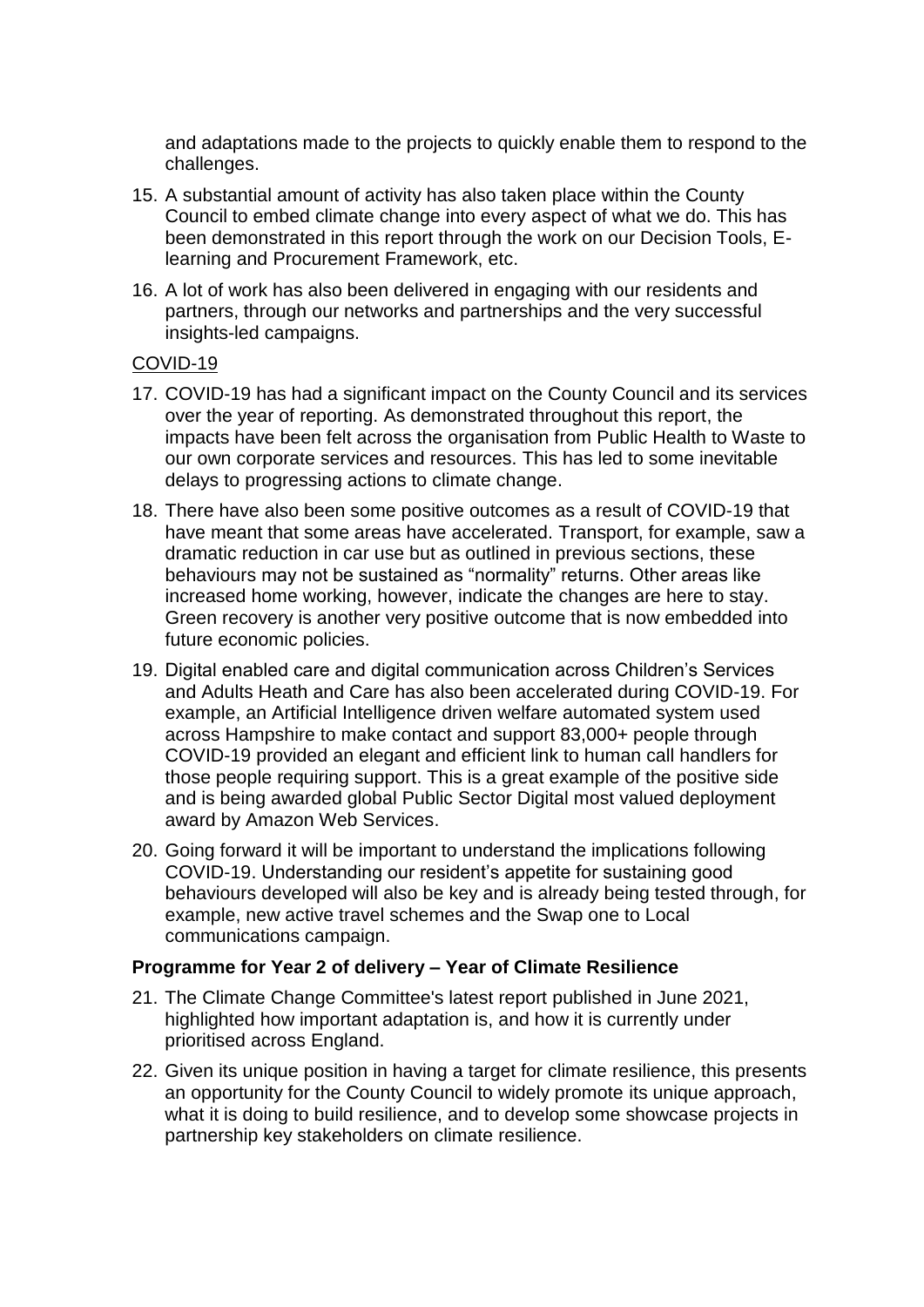and adaptations made to the projects to quickly enable them to respond to the challenges.

15. A substantial amount of activity has also taken place within the County Council to embed climate change into every aspect of what we do. This has been demonstrated in this report through the work on our Decision Tools, E-learning and Procurement Framework, etc.

16. A lot of work has also been delivered in engaging with our residents and partners, through our networks and partnerships and the very successful insights-led campaigns.

COVID-19

17. COVID-19 has had a significant impact on the County Council and its services over the year of reporting. As demonstrated throughout this report, the impacts have been felt across the organisation from Public Health to Waste to our own corporate services and resources. This has led to some inevitable delays to progressing actions to climate change.

18. There have also been some positive outcomes as a result of COVID-19 that have meant that some areas have accelerated. Transport, for example, saw a dramatic reduction in car use but as outlined in previous sections, these behaviours may not be sustained as "normality" returns. Other areas like increased home working, however, indicate the changes are here to stay. Green recovery is another very positive outcome that is now embedded into future economic policies.

19. Digital enabled care and digital communication across Children's Services and Adults Heath and Care has also been accelerated during COVID-19. For example, an Artificial Intelligence driven welfare automated system used across Hampshire to make contact and support 83,000+ people through COVID-19 provided an elegant and efficient link to human call handlers for those people requiring support. This is a great example of the positive side and is being awarded global Public Sector Digital most valued deployment award by Amazon Web Services.

20. Going forward it will be important to understand the implications following COVID-19. Understanding our resident's appetite for sustaining good behaviours developed will also be key and is already being tested through, for example, new active travel schemes and the Swap one to Local communications campaign.

**Programme for Year 2 of delivery – Year of Climate Resilience**

21. The Climate Change Committee's latest report published in June 2021, highlighted how important adaptation is, and how it is currently under prioritised across England.

22. Given its unique position in having a target for climate resilience, this presents an opportunity for the County Council to widely promote its unique approach, what it is doing to build resilience, and to develop some showcase projects in partnership key stakeholders on climate resilience.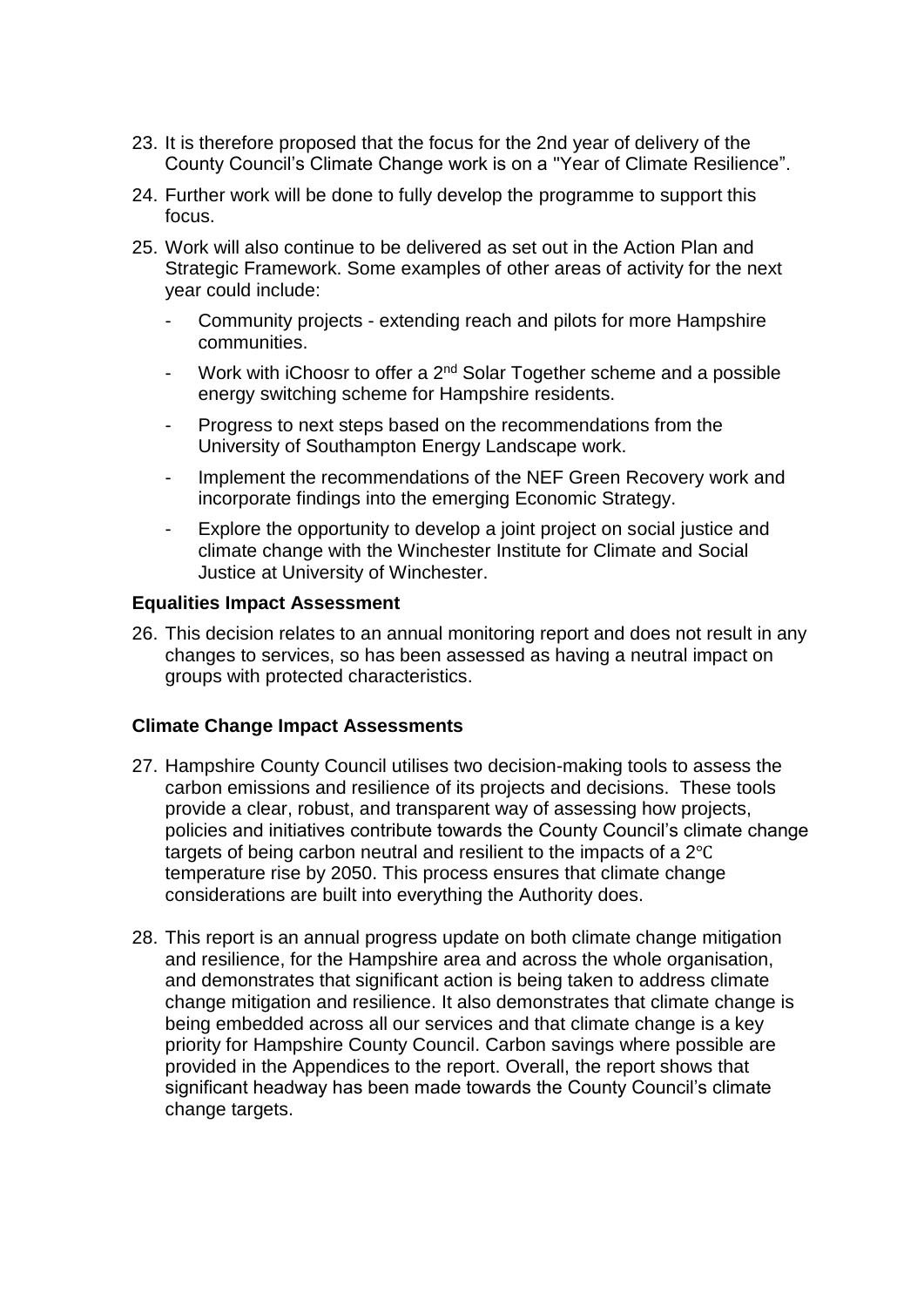23. It is therefore proposed that the focus for the 2nd year of delivery of the County Council's Climate Change work is on a "Year of Climate Resilience".

24. Further work will be done to fully develop the programme to support this focus.

25. Work will also continue to be delivered as set out in the Action Plan and Strategic Framework. Some examples of other areas of activity for the next year could include:

    - Community projects - extending reach and pilots for more Hampshire communities.
    - Work with iChoosr to offer a 2nd Solar Together scheme and a possible energy switching scheme for Hampshire residents.
    - Progress to next steps based on the recommendations from the University of Southampton Energy Landscape work.
    - Implement the recommendations of the NEF Green Recovery work and incorporate findings into the emerging Economic Strategy.
    - Explore the opportunity to develop a joint project on social justice and climate change with the Winchester Institute for Climate and Social Justice at University of Winchester.

**Equalities Impact Assessment**

26. This decision relates to an annual monitoring report and does not result in any changes to services, so has been assessed as having a neutral impact on groups with protected characteristics.

**Climate Change Impact Assessments**

27. Hampshire County Council utilises two decision-making tools to assess the carbon emissions and resilience of its projects and decisions. These tools provide a clear, robust, and transparent way of assessing how projects, policies and initiatives contribute towards the County Council's climate change targets of being carbon neutral and resilient to the impacts of a 2℃ temperature rise by 2050. This process ensures that climate change considerations are built into everything the Authority does.

28. This report is an annual progress update on both climate change mitigation and resilience, for the Hampshire area and across the whole organisation, and demonstrates that significant action is being taken to address climate change mitigation and resilience. It also demonstrates that climate change is being embedded across all our services and that climate change is a key priority for Hampshire County Council. Carbon savings where possible are provided in the Appendices to the report. Overall, the report shows that significant headway has been made towards the County Council's climate change targets.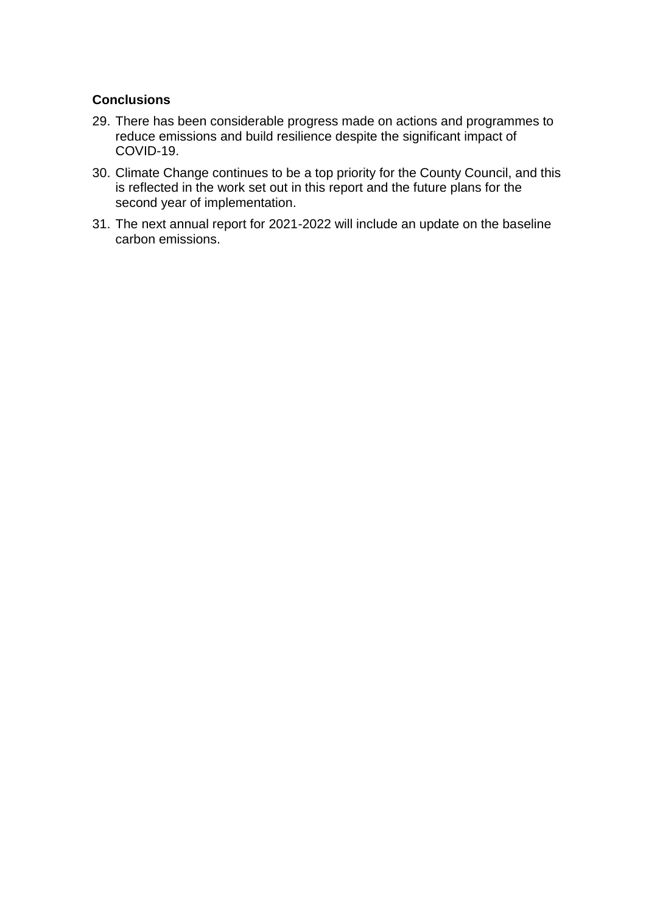**Conclusions**

29. There has been considerable progress made on actions and programmes to reduce emissions and build resilience despite the significant impact of COVID-19.
30. Climate Change continues to be a top priority for the County Council, and this is reflected in the work set out in this report and the future plans for the second year of implementation.
31. The next annual report for 2021-2022 will include an update on the baseline carbon emissions.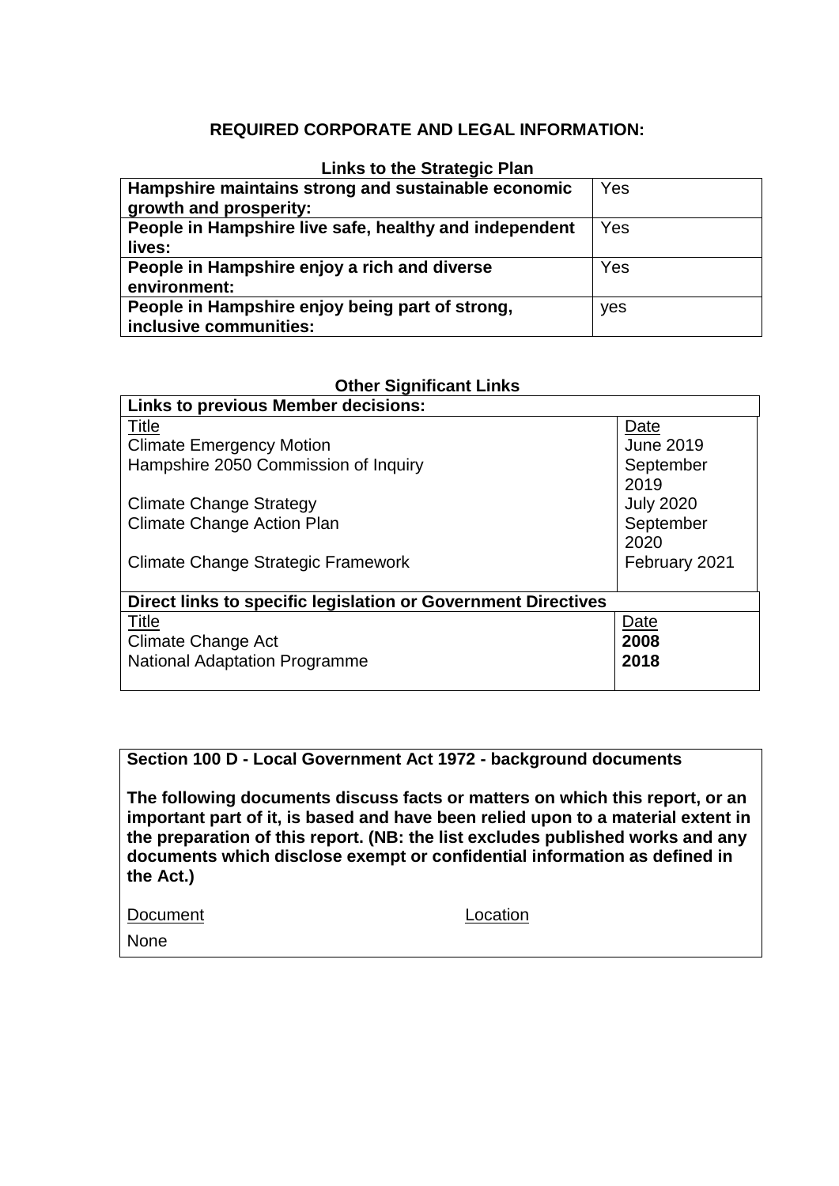## REQUIRED CORPORATE AND LEGAL INFORMATION:

### Links to the Strategic Plan

| | |
|---|---|
| **Hampshire maintains strong and sustainable economic growth and prosperity:** | Yes |
| **People in Hampshire live safe, healthy and independent lives:** | Yes |
| **People in Hampshire enjoy a rich and diverse environment:** | Yes |
| **People in Hampshire enjoy being part of strong, inclusive communities:** | yes |

### Other Significant Links

| **Links to previous Member decisions:** | |
|---|---|
| Title | Date |
| Climate Emergency Motion | June 2019 |
| Hampshire 2050 Commission of Inquiry | September 2019 |
| Climate Change Strategy | July 2020 |
| Climate Change Action Plan | September 2020 |
| Climate Change Strategic Framework | February 2021 |
| **Direct links to specific legislation or Government Directives** | |
| Title | Date |
| Climate Change Act | **2008** |
| National Adaptation Programme | **2018** |

**Section 100 D - Local Government Act 1972 - background documents**

**The following documents discuss facts or matters on which this report, or an important part of it, is based and have been relied upon to a material extent in the preparation of this report. (NB: the list excludes published works and any documents which disclose exempt or confidential information as defined in the Act.)**

| Document | Location |
|---|---|
| None | |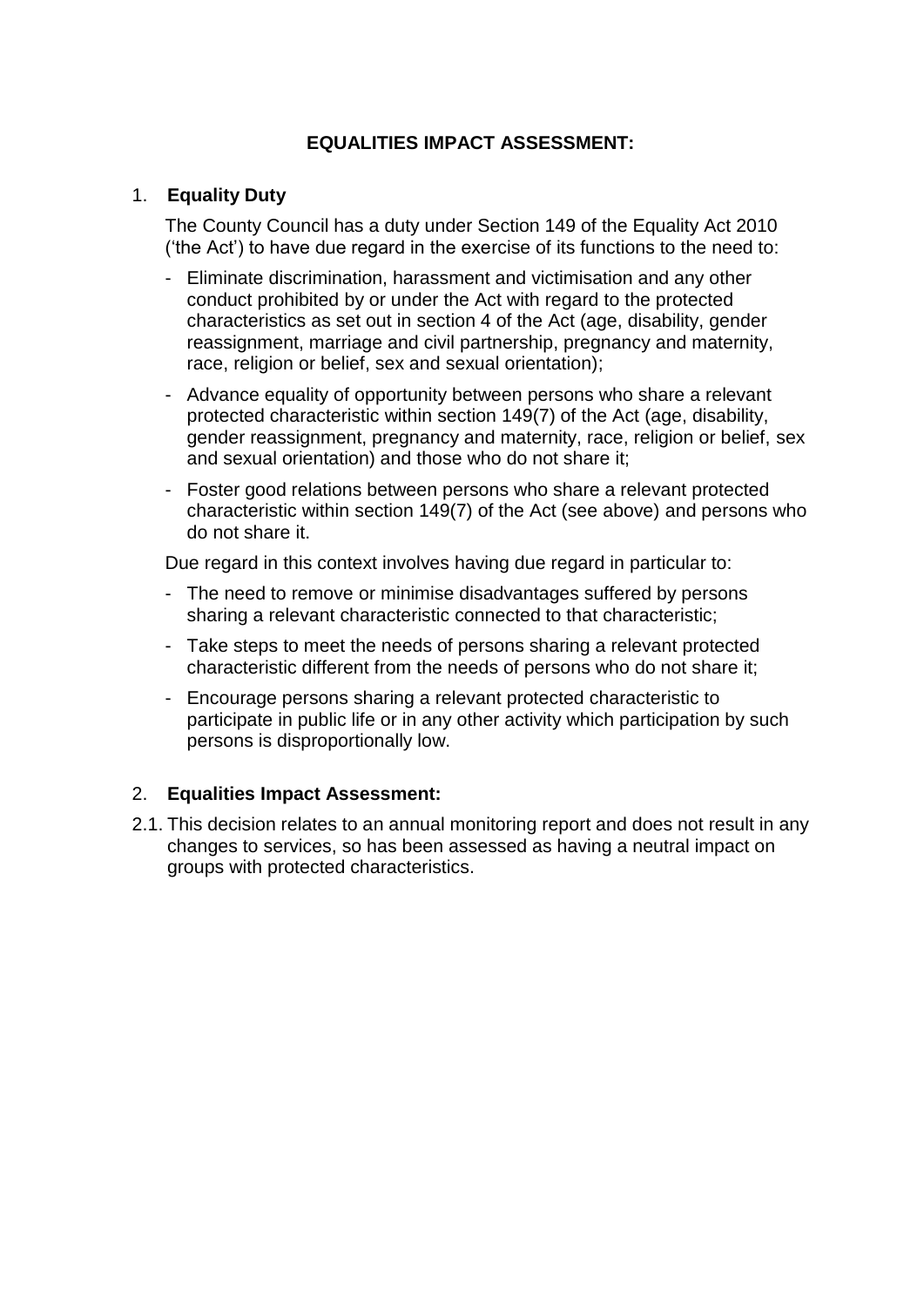# EQUALITIES IMPACT ASSESSMENT:

## 1. Equality Duty

The County Council has a duty under Section 149 of the Equality Act 2010 ('the Act') to have due regard in the exercise of its functions to the need to:

- Eliminate discrimination, harassment and victimisation and any other conduct prohibited by or under the Act with regard to the protected characteristics as set out in section 4 of the Act (age, disability, gender reassignment, marriage and civil partnership, pregnancy and maternity, race, religion or belief, sex and sexual orientation);
- Advance equality of opportunity between persons who share a relevant protected characteristic within section 149(7) of the Act (age, disability, gender reassignment, pregnancy and maternity, race, religion or belief, sex and sexual orientation) and those who do not share it;
- Foster good relations between persons who share a relevant protected characteristic within section 149(7) of the Act (see above) and persons who do not share it.

Due regard in this context involves having due regard in particular to:

- The need to remove or minimise disadvantages suffered by persons sharing a relevant characteristic connected to that characteristic;
- Take steps to meet the needs of persons sharing a relevant protected characteristic different from the needs of persons who do not share it;
- Encourage persons sharing a relevant protected characteristic to participate in public life or in any other activity which participation by such persons is disproportionally low.

## 2. Equalities Impact Assessment:

2.1. This decision relates to an annual monitoring report and does not result in any changes to services, so has been assessed as having a neutral impact on groups with protected characteristics.